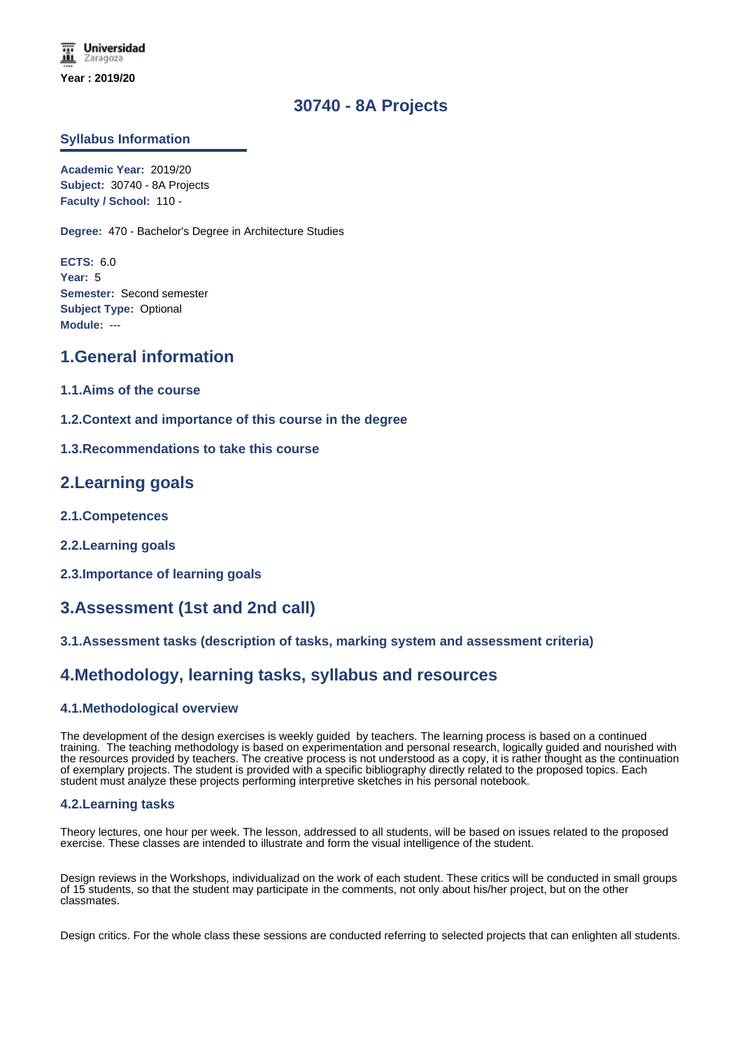Universidad Zaragoza

**Year : 2019/20**

# 30740 - 8A Projects

## Syllabus Information

**Academic Year:** 2019/20
**Subject:** 30740 - 8A Projects
**Faculty / School:** 110 -

**Degree:** 470 - Bachelor's Degree in Architecture Studies

**ECTS:** 6.0
**Year:** 5
**Semester:** Second semester
**Subject Type:** Optional
**Module:** ---

## 1.General information

### 1.1.Aims of the course

### 1.2.Context and importance of this course in the degree

### 1.3.Recommendations to take this course

## 2.Learning goals

### 2.1.Competences

### 2.2.Learning goals

### 2.3.Importance of learning goals

## 3.Assessment (1st and 2nd call)

### 3.1.Assessment tasks (description of tasks, marking system and assessment criteria)

## 4.Methodology, learning tasks, syllabus and resources

### 4.1.Methodological overview

The development of the design exercises is weekly guided by teachers. The learning process is based on a continued training. The teaching methodology is based on experimentation and personal research, logically guided and nourished with the resources provided by teachers. The creative process is not understood as a copy, it is rather thought as the continuation of exemplary projects. The student is provided with a specific bibliography directly related to the proposed topics. Each student must analyze these projects performing interpretive sketches in his personal notebook.

### 4.2.Learning tasks

Theory lectures, one hour per week. The lesson, addressed to all students, will be based on issues related to the proposed exercise. These classes are intended to illustrate and form the visual intelligence of the student.

Design reviews in the Workshops, individualizad on the work of each student. These critics will be conducted in small groups of 15 students, so that the student may participate in the comments, not only about his/her project, but on the other classmates.

Design critics. For the whole class these sessions are conducted referring to selected projects that can enlighten all students.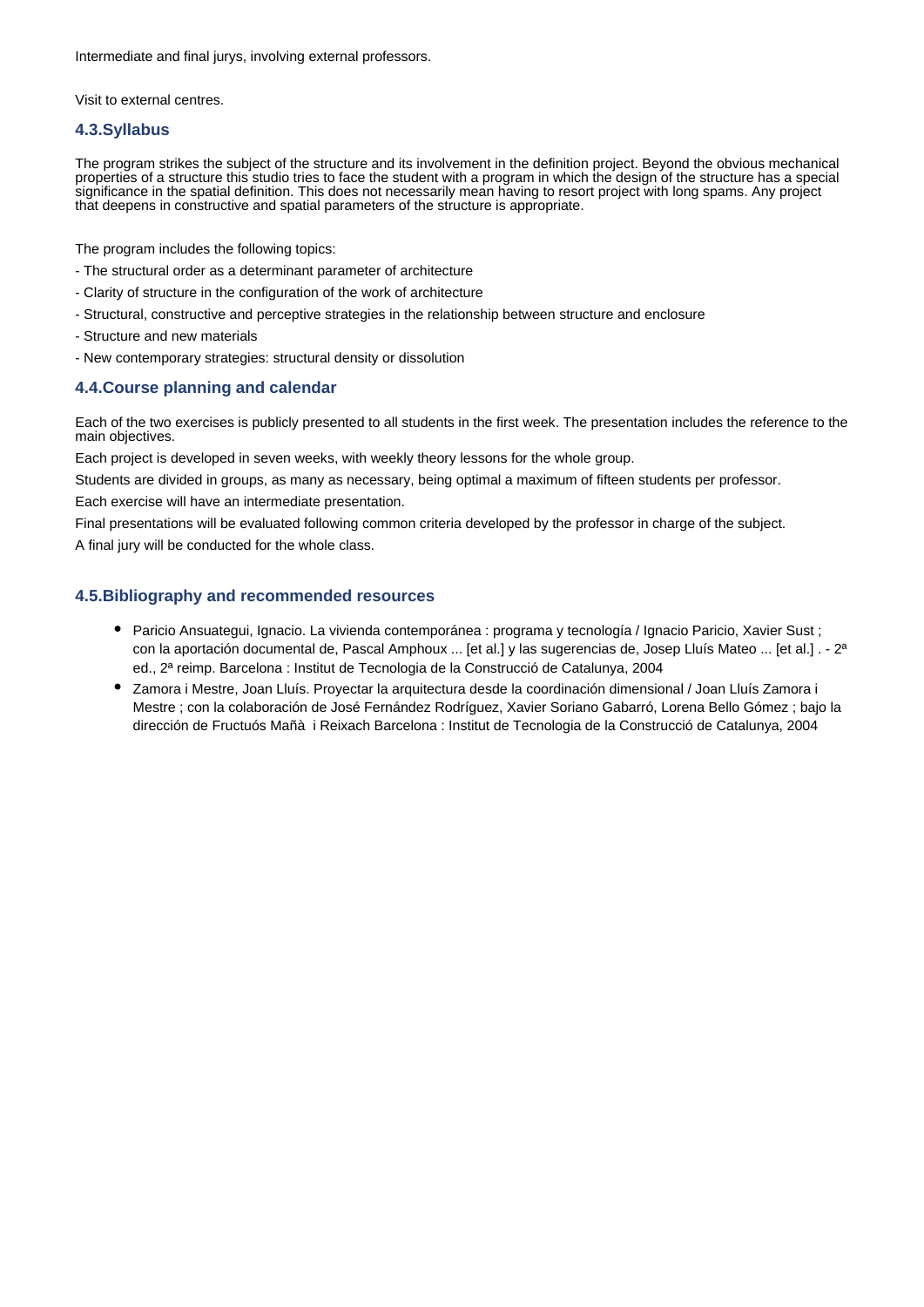Intermediate and final jurys, involving external professors.

Visit to external centres.

### 4.3.Syllabus

The program strikes the subject of the structure and its involvement in the definition project. Beyond the obvious mechanical properties of a structure this studio tries to face the student with a program in which the design of the structure has a special significance in the spatial definition. This does not necessarily mean having to resort project with long spams. Any project that deepens in constructive and spatial parameters of the structure is appropriate.

The program includes the following topics:

- The structural order as a determinant parameter of architecture
- Clarity of structure in the configuration of the work of architecture
- Structural, constructive and perceptive strategies in the relationship between structure and enclosure
- Structure and new materials
- New contemporary strategies: structural density or dissolution

### 4.4.Course planning and calendar

Each of the two exercises is publicly presented to all students in the first week. The presentation includes the reference to the main objectives.

Each project is developed in seven weeks, with weekly theory lessons for the whole group.

Students are divided in groups, as many as necessary, being optimal a maximum of fifteen students per professor.

Each exercise will have an intermediate presentation.

Final presentations will be evaluated following common criteria developed by the professor in charge of the subject.

A final jury will be conducted for the whole class.

### 4.5.Bibliography and recommended resources

- Paricio Ansuategui, Ignacio. La vivienda contemporánea : programa y tecnología / Ignacio Paricio, Xavier Sust ; con la aportación documental de, Pascal Amphoux ... [et al.] y las sugerencias de, Josep Lluís Mateo ... [et al.] . - 2ª ed., 2ª reimp. Barcelona : Institut de Tecnologia de la Construcció de Catalunya, 2004
- Zamora i Mestre, Joan Lluís. Proyectar la arquitectura desde la coordinación dimensional / Joan Lluís Zamora i Mestre ; con la colaboración de José Fernández Rodríguez, Xavier Soriano Gabarró, Lorena Bello Gómez ; bajo la dirección de Fructuós Mañà i Reixach Barcelona : Institut de Tecnologia de la Construcció de Catalunya, 2004